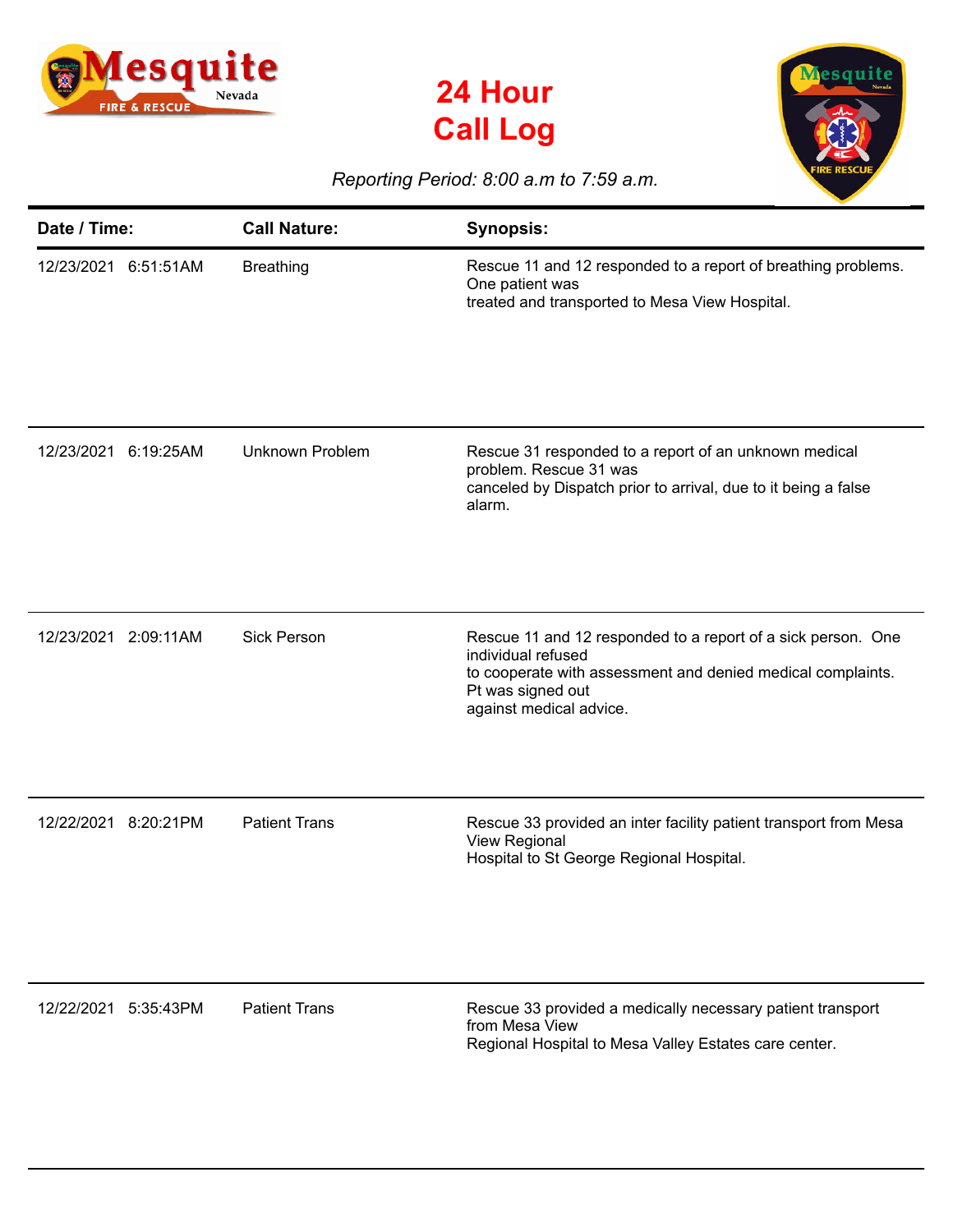# 24 Hour Call Log

*Reporting Period: 8:00 a.m to 7:59 a.m.*

| Date / Time: | Call Nature: | Synopsis: |
| --- | --- | --- |
| 12/23/2021 6:51:51AM | Breathing | Rescue 11 and 12 responded to a report of breathing problems. One patient was treated and transported to Mesa View Hospital. |
| 12/23/2021 6:19:25AM | Unknown Problem | Rescue 31 responded to a report of an unknown medical problem. Rescue 31 was canceled by Dispatch prior to arrival, due to it being a false alarm. |
| 12/23/2021 2:09:11AM | Sick Person | Rescue 11 and 12 responded to a report of a sick person. One individual refused to cooperate with assessment and denied medical complaints. Pt was signed out against medical advice. |
| 12/22/2021 8:20:21PM | Patient Trans | Rescue 33 provided an inter facility patient transport from Mesa View Regional Hospital to St George Regional Hospital. |
| 12/22/2021 5:35:43PM | Patient Trans | Rescue 33 provided a medically necessary patient transport from Mesa View Regional Hospital to Mesa Valley Estates care center. |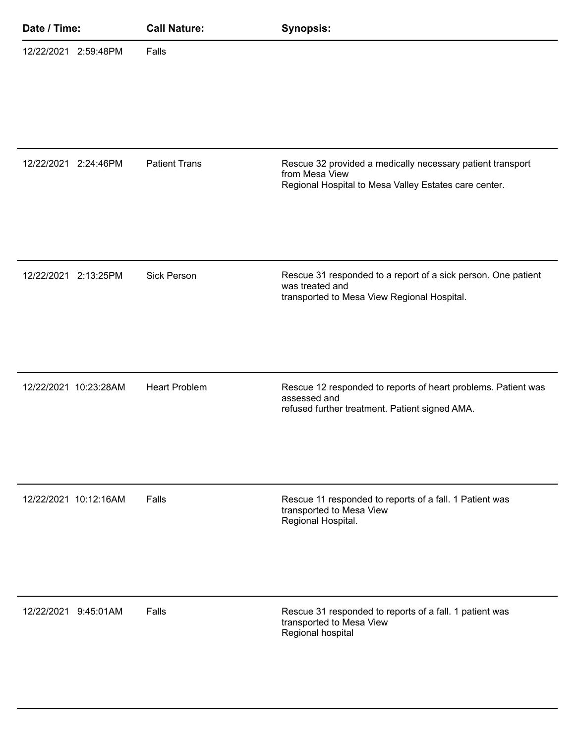| Date / Time: | Call Nature: | Synopsis: |
| --- | --- | --- |
| 12/22/2021 2:59:48PM | Falls | |
| 12/22/2021 2:24:46PM | Patient Trans | Rescue 32 provided a medically necessary patient transport from Mesa View Regional Hospital to Mesa Valley Estates care center. |
| 12/22/2021 2:13:25PM | Sick Person | Rescue 31 responded to a report of a sick person. One patient was treated and transported to Mesa View Regional Hospital. |
| 12/22/2021 10:23:28AM | Heart Problem | Rescue 12 responded to reports of heart problems. Patient was assessed and refused further treatment. Patient signed AMA. |
| 12/22/2021 10:12:16AM | Falls | Rescue 11 responded to reports of a fall. 1 Patient was transported to Mesa View Regional Hospital. |
| 12/22/2021 9:45:01AM | Falls | Rescue 31 responded to reports of a fall. 1 patient was transported to Mesa View Regional hospital |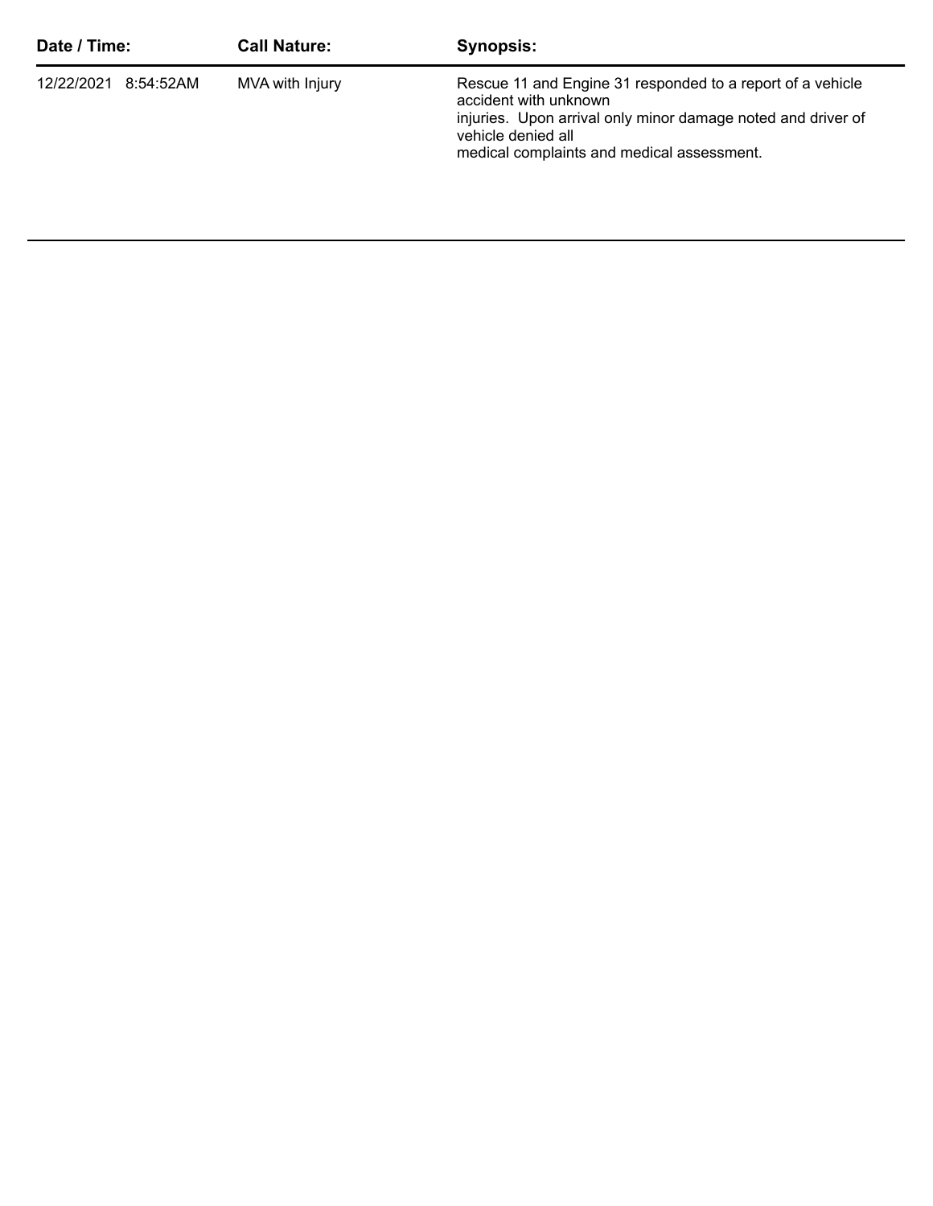| Date / Time: | Call Nature: | Synopsis: |
|---|---|---|
| 12/22/2021 8:54:52AM | MVA with Injury | Rescue 11 and Engine 31 responded to a report of a vehicle accident with unknown injuries. Upon arrival only minor damage noted and driver of vehicle denied all medical complaints and medical assessment. |